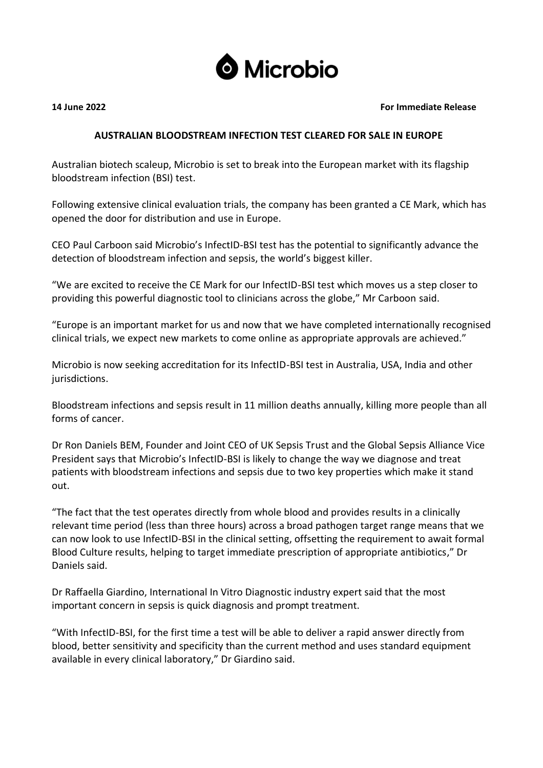Microbio

**14 June 2022** **For Immediate Release**

# AUSTRALIAN BLOODSTREAM INFECTION TEST CLEARED FOR SALE IN EUROPE

Australian biotech scaleup, Microbio is set to break into the European market with its flagship bloodstream infection (BSI) test.

Following extensive clinical evaluation trials, the company has been granted a CE Mark, which has opened the door for distribution and use in Europe.

CEO Paul Carboon said Microbio's InfectID-BSI test has the potential to significantly advance the detection of bloodstream infection and sepsis, the world's biggest killer.

"We are excited to receive the CE Mark for our InfectID-BSI test which moves us a step closer to providing this powerful diagnostic tool to clinicians across the globe," Mr Carboon said.

"Europe is an important market for us and now that we have completed internationally recognised clinical trials, we expect new markets to come online as appropriate approvals are achieved."

Microbio is now seeking accreditation for its InfectID-BSI test in Australia, USA, India and other jurisdictions.

Bloodstream infections and sepsis result in 11 million deaths annually, killing more people than all forms of cancer.

Dr Ron Daniels BEM, Founder and Joint CEO of UK Sepsis Trust and the Global Sepsis Alliance Vice President says that Microbio's InfectID-BSI is likely to change the way we diagnose and treat patients with bloodstream infections and sepsis due to two key properties which make it stand out.

"The fact that the test operates directly from whole blood and provides results in a clinically relevant time period (less than three hours) across a broad pathogen target range means that we can now look to use InfectID-BSI in the clinical setting, offsetting the requirement to await formal Blood Culture results, helping to target immediate prescription of appropriate antibiotics," Dr Daniels said.

Dr Raffaella Giardino, International In Vitro Diagnostic industry expert said that the most important concern in sepsis is quick diagnosis and prompt treatment.

"With InfectID-BSI, for the first time a test will be able to deliver a rapid answer directly from blood, better sensitivity and specificity than the current method and uses standard equipment available in every clinical laboratory," Dr Giardino said.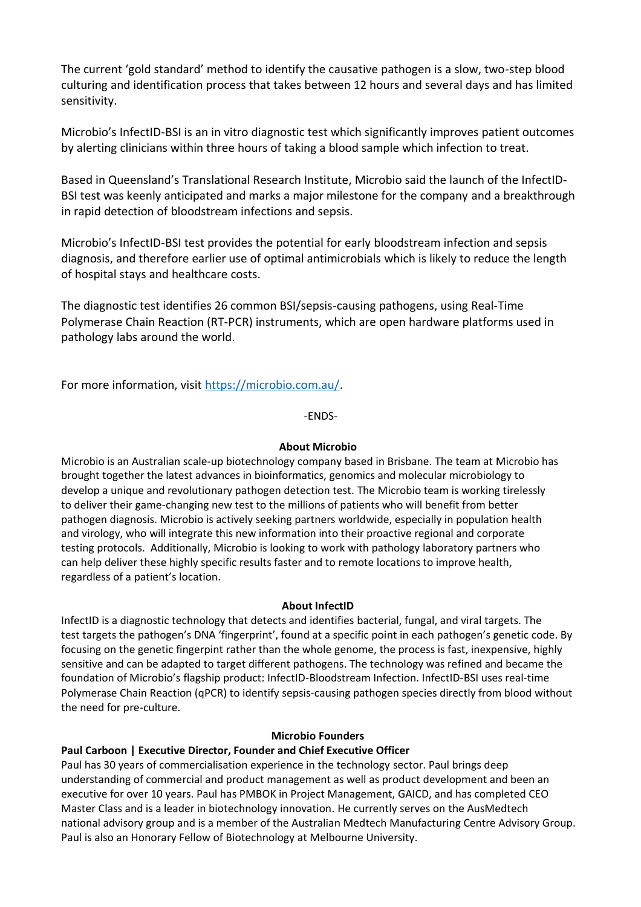The current 'gold standard' method to identify the causative pathogen is a slow, two-step blood culturing and identification process that takes between 12 hours and several days and has limited sensitivity.

Microbio's InfectID-BSI is an in vitro diagnostic test which significantly improves patient outcomes by alerting clinicians within three hours of taking a blood sample which infection to treat.

Based in Queensland's Translational Research Institute, Microbio said the launch of the InfectID-BSI test was keenly anticipated and marks a major milestone for the company and a breakthrough in rapid detection of bloodstream infections and sepsis.

Microbio's InfectID-BSI test provides the potential for early bloodstream infection and sepsis diagnosis, and therefore earlier use of optimal antimicrobials which is likely to reduce the length of hospital stays and healthcare costs.

The diagnostic test identifies 26 common BSI/sepsis-causing pathogens, using Real-Time Polymerase Chain Reaction (RT-PCR) instruments, which are open hardware platforms used in pathology labs around the world.

For more information, visit [https://microbio.com.au/](https://microbio.com.au/).

-ENDS-

**About Microbio**

Microbio is an Australian scale-up biotechnology company based in Brisbane. The team at Microbio has brought together the latest advances in bioinformatics, genomics and molecular microbiology to develop a unique and revolutionary pathogen detection test. The Microbio team is working tirelessly to deliver their game-changing new test to the millions of patients who will benefit from better pathogen diagnosis. Microbio is actively seeking partners worldwide, especially in population health and virology, who will integrate this new information into their proactive regional and corporate testing protocols. Additionally, Microbio is looking to work with pathology laboratory partners who can help deliver these highly specific results faster and to remote locations to improve health, regardless of a patient's location.

**About InfectID**

InfectID is a diagnostic technology that detects and identifies bacterial, fungal, and viral targets. The test targets the pathogen's DNA 'fingerprint', found at a specific point in each pathogen's genetic code. By focusing on the genetic fingerpint rather than the whole genome, the process is fast, inexpensive, highly sensitive and can be adapted to target different pathogens. The technology was refined and became the foundation of Microbio's flagship product: InfectID-Bloodstream Infection. InfectID-BSI uses real-time Polymerase Chain Reaction (qPCR) to identify sepsis-causing pathogen species directly from blood without the need for pre-culture.

**Microbio Founders**

**Paul Carboon | Executive Director, Founder and Chief Executive Officer**

Paul has 30 years of commercialisation experience in the technology sector. Paul brings deep understanding of commercial and product management as well as product development and been an executive for over 10 years. Paul has PMBOK in Project Management, GAICD, and has completed CEO Master Class and is a leader in biotechnology innovation. He currently serves on the AusMedtech national advisory group and is a member of the Australian Medtech Manufacturing Centre Advisory Group. Paul is also an Honorary Fellow of Biotechnology at Melbourne University.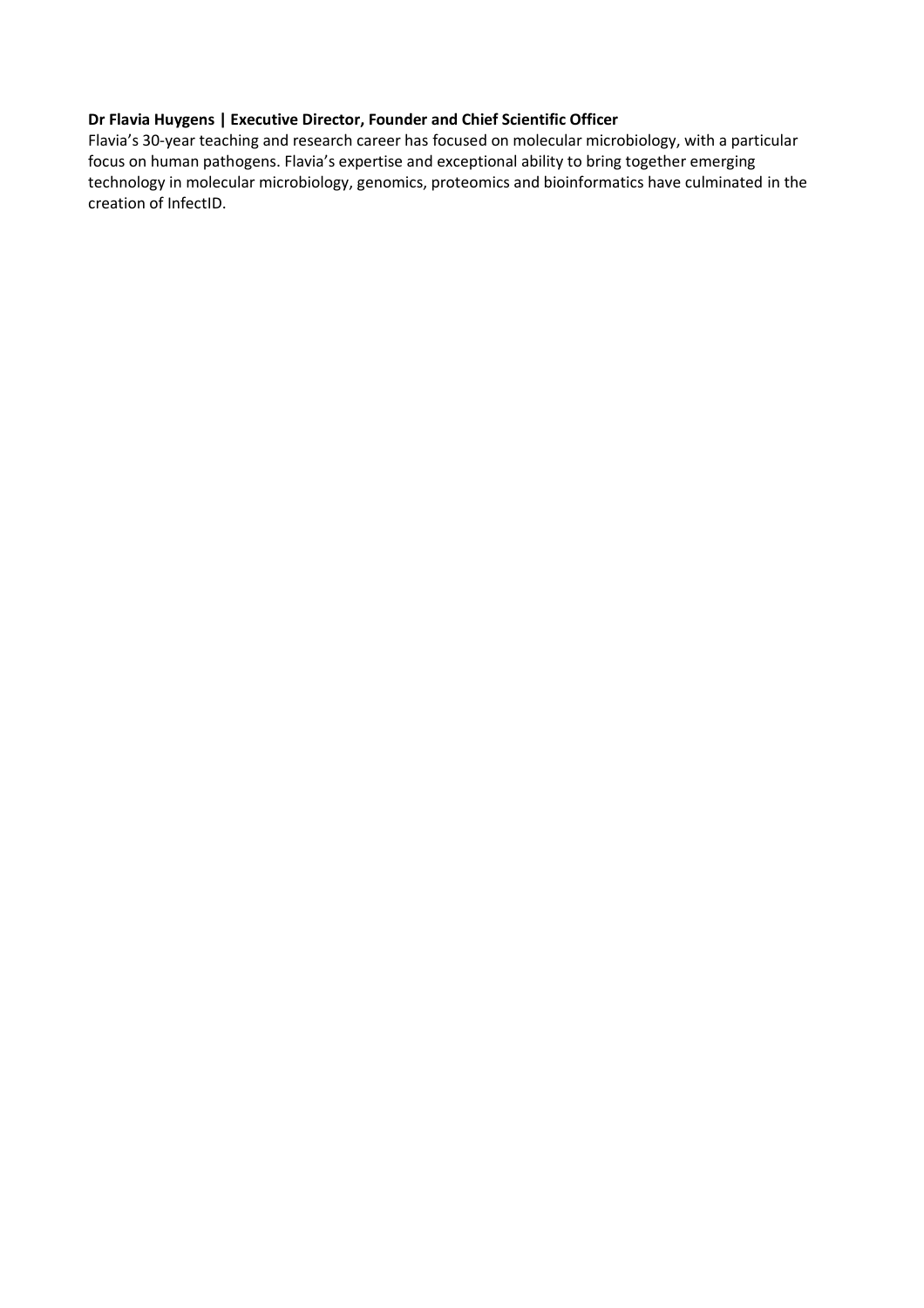**Dr Flavia Huygens | Executive Director, Founder and Chief Scientific Officer**

Flavia's 30-year teaching and research career has focused on molecular microbiology, with a particular focus on human pathogens. Flavia's expertise and exceptional ability to bring together emerging technology in molecular microbiology, genomics, proteomics and bioinformatics have culminated in the creation of InfectID.